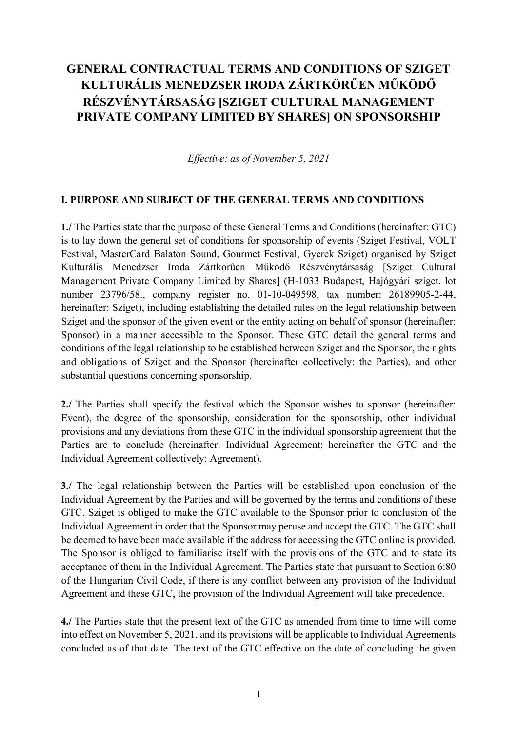# GENERAL CONTRACTUAL TERMS AND CONDITIONS OF SZIGET KULTURÁLIS MENEDZSER IRODA ZÁRTKÖRŰEN MŰKÖDŐ RÉSZVÉNYTÁRSASÁG [SZIGET CULTURAL MANAGEMENT PRIVATE COMPANY LIMITED BY SHARES] ON SPONSORSHIP

*Effective: as of November 5, 2021*

## I. PURPOSE AND SUBJECT OF THE GENERAL TERMS AND CONDITIONS

**1./** The Parties state that the purpose of these General Terms and Conditions (hereinafter: GTC) is to lay down the general set of conditions for sponsorship of events (Sziget Festival, VOLT Festival, MasterCard Balaton Sound, Gourmet Festival, Gyerek Sziget) organised by Sziget Kulturális Menedzser Iroda Zártkörűen Működő Részvénytársaság [Sziget Cultural Management Private Company Limited by Shares] (H-1033 Budapest, Hajógyári sziget, lot number 23796/58., company register no. 01-10-049598, tax number: 26189905-2-44, hereinafter: Sziget), including establishing the detailed rules on the legal relationship between Sziget and the sponsor of the given event or the entity acting on behalf of sponsor (hereinafter: Sponsor) in a manner accessible to the Sponsor. These GTC detail the general terms and conditions of the legal relationship to be established between Sziget and the Sponsor, the rights and obligations of Sziget and the Sponsor (hereinafter collectively: the Parties), and other substantial questions concerning sponsorship.

**2./** The Parties shall specify the festival which the Sponsor wishes to sponsor (hereinafter: Event), the degree of the sponsorship, consideration for the sponsorship, other individual provisions and any deviations from these GTC in the individual sponsorship agreement that the Parties are to conclude (hereinafter: Individual Agreement; hereinafter the GTC and the Individual Agreement collectively: Agreement).

**3./** The legal relationship between the Parties will be established upon conclusion of the Individual Agreement by the Parties and will be governed by the terms and conditions of these GTC. Sziget is obliged to make the GTC available to the Sponsor prior to conclusion of the Individual Agreement in order that the Sponsor may peruse and accept the GTC. The GTC shall be deemed to have been made available if the address for accessing the GTC online is provided. The Sponsor is obliged to familiarise itself with the provisions of the GTC and to state its acceptance of them in the Individual Agreement. The Parties state that pursuant to Section 6:80 of the Hungarian Civil Code, if there is any conflict between any provision of the Individual Agreement and these GTC, the provision of the Individual Agreement will take precedence.

**4./** The Parties state that the present text of the GTC as amended from time to time will come into effect on November 5, 2021, and its provisions will be applicable to Individual Agreements concluded as of that date. The text of the GTC effective on the date of concluding the given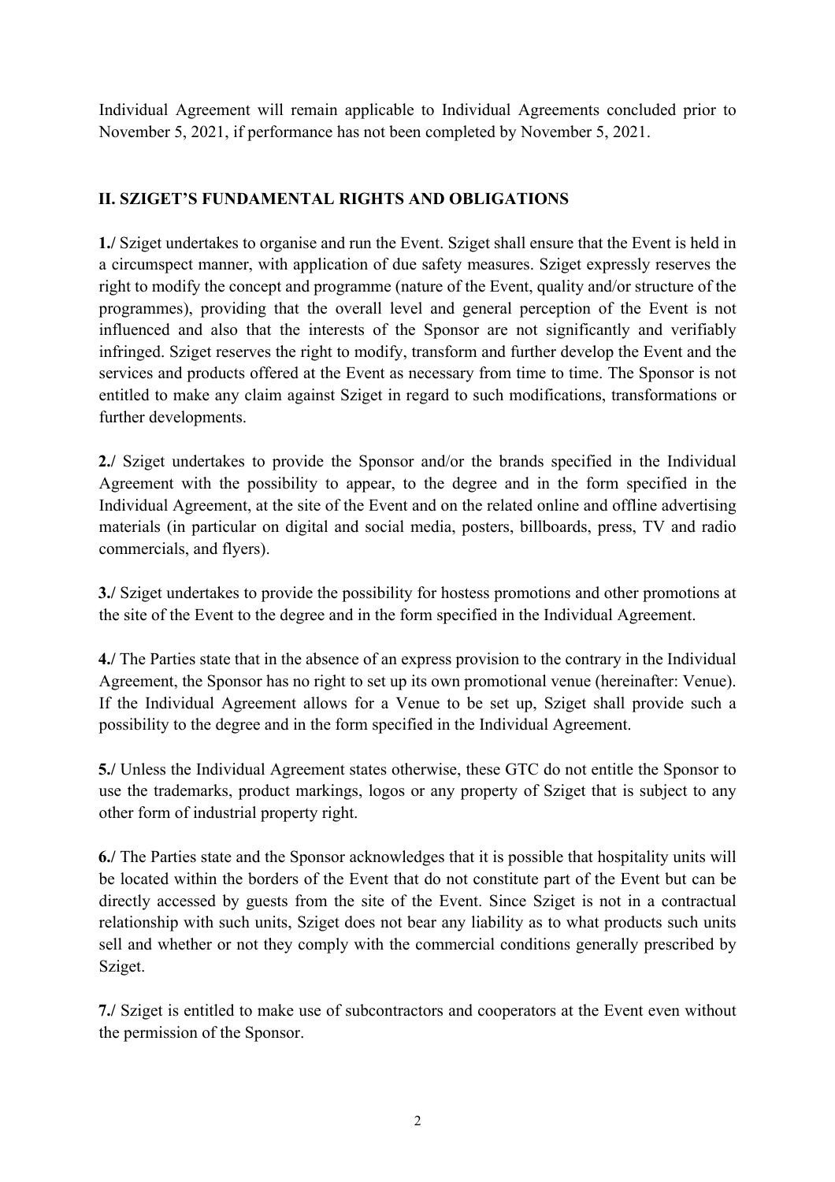Individual Agreement will remain applicable to Individual Agreements concluded prior to November 5, 2021, if performance has not been completed by November 5, 2021.

## II. SZIGET'S FUNDAMENTAL RIGHTS AND OBLIGATIONS

**1./** Sziget undertakes to organise and run the Event. Sziget shall ensure that the Event is held in a circumspect manner, with application of due safety measures. Sziget expressly reserves the right to modify the concept and programme (nature of the Event, quality and/or structure of the programmes), providing that the overall level and general perception of the Event is not influenced and also that the interests of the Sponsor are not significantly and verifiably infringed. Sziget reserves the right to modify, transform and further develop the Event and the services and products offered at the Event as necessary from time to time. The Sponsor is not entitled to make any claim against Sziget in regard to such modifications, transformations or further developments.

**2./** Sziget undertakes to provide the Sponsor and/or the brands specified in the Individual Agreement with the possibility to appear, to the degree and in the form specified in the Individual Agreement, at the site of the Event and on the related online and offline advertising materials (in particular on digital and social media, posters, billboards, press, TV and radio commercials, and flyers).

**3./** Sziget undertakes to provide the possibility for hostess promotions and other promotions at the site of the Event to the degree and in the form specified in the Individual Agreement.

**4./** The Parties state that in the absence of an express provision to the contrary in the Individual Agreement, the Sponsor has no right to set up its own promotional venue (hereinafter: Venue). If the Individual Agreement allows for a Venue to be set up, Sziget shall provide such a possibility to the degree and in the form specified in the Individual Agreement.

**5./** Unless the Individual Agreement states otherwise, these GTC do not entitle the Sponsor to use the trademarks, product markings, logos or any property of Sziget that is subject to any other form of industrial property right.

**6./** The Parties state and the Sponsor acknowledges that it is possible that hospitality units will be located within the borders of the Event that do not constitute part of the Event but can be directly accessed by guests from the site of the Event. Since Sziget is not in a contractual relationship with such units, Sziget does not bear any liability as to what products such units sell and whether or not they comply with the commercial conditions generally prescribed by Sziget.

**7./** Sziget is entitled to make use of subcontractors and cooperators at the Event even without the permission of the Sponsor.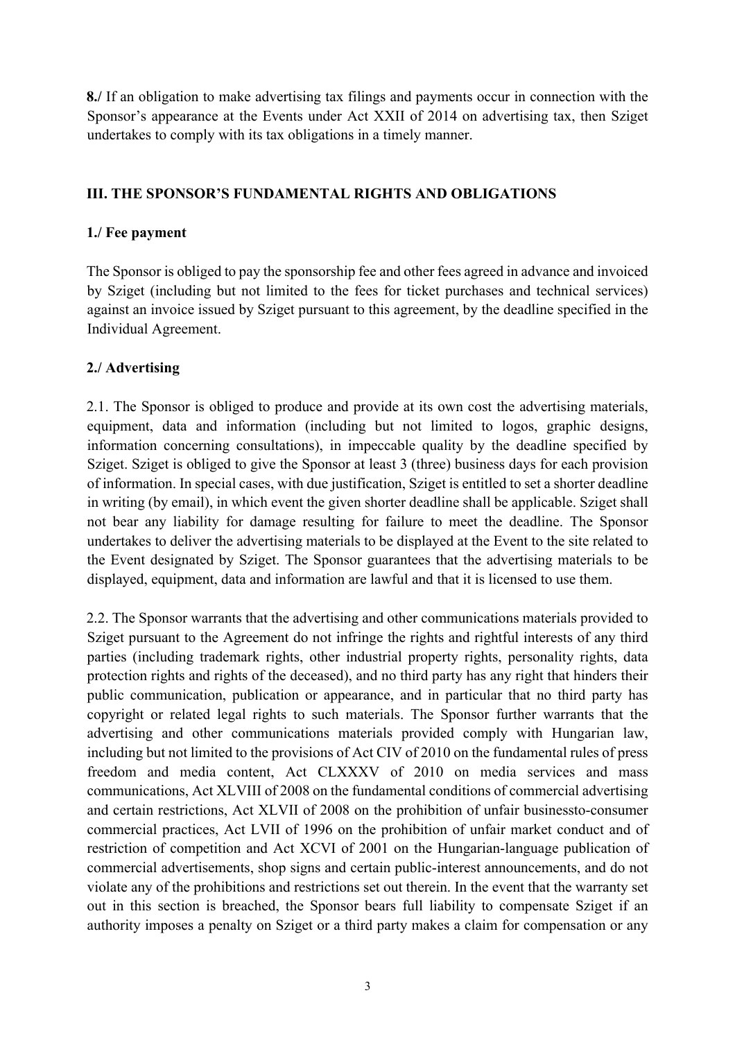**8./** If an obligation to make advertising tax filings and payments occur in connection with the Sponsor's appearance at the Events under Act XXII of 2014 on advertising tax, then Sziget undertakes to comply with its tax obligations in a timely manner.

## III. THE SPONSOR'S FUNDAMENTAL RIGHTS AND OBLIGATIONS

### 1./ Fee payment

The Sponsor is obliged to pay the sponsorship fee and other fees agreed in advance and invoiced by Sziget (including but not limited to the fees for ticket purchases and technical services) against an invoice issued by Sziget pursuant to this agreement, by the deadline specified in the Individual Agreement.

### 2./ Advertising

2.1. The Sponsor is obliged to produce and provide at its own cost the advertising materials, equipment, data and information (including but not limited to logos, graphic designs, information concerning consultations), in impeccable quality by the deadline specified by Sziget. Sziget is obliged to give the Sponsor at least 3 (three) business days for each provision of information. In special cases, with due justification, Sziget is entitled to set a shorter deadline in writing (by email), in which event the given shorter deadline shall be applicable. Sziget shall not bear any liability for damage resulting for failure to meet the deadline. The Sponsor undertakes to deliver the advertising materials to be displayed at the Event to the site related to the Event designated by Sziget. The Sponsor guarantees that the advertising materials to be displayed, equipment, data and information are lawful and that it is licensed to use them.

2.2. The Sponsor warrants that the advertising and other communications materials provided to Sziget pursuant to the Agreement do not infringe the rights and rightful interests of any third parties (including trademark rights, other industrial property rights, personality rights, data protection rights and rights of the deceased), and no third party has any right that hinders their public communication, publication or appearance, and in particular that no third party has copyright or related legal rights to such materials. The Sponsor further warrants that the advertising and other communications materials provided comply with Hungarian law, including but not limited to the provisions of Act CIV of 2010 on the fundamental rules of press freedom and media content, Act CLXXXV of 2010 on media services and mass communications, Act XLVIII of 2008 on the fundamental conditions of commercial advertising and certain restrictions, Act XLVII of 2008 on the prohibition of unfair businessto-consumer commercial practices, Act LVII of 1996 on the prohibition of unfair market conduct and of restriction of competition and Act XCVI of 2001 on the Hungarian-language publication of commercial advertisements, shop signs and certain public-interest announcements, and do not violate any of the prohibitions and restrictions set out therein. In the event that the warranty set out in this section is breached, the Sponsor bears full liability to compensate Sziget if an authority imposes a penalty on Sziget or a third party makes a claim for compensation or any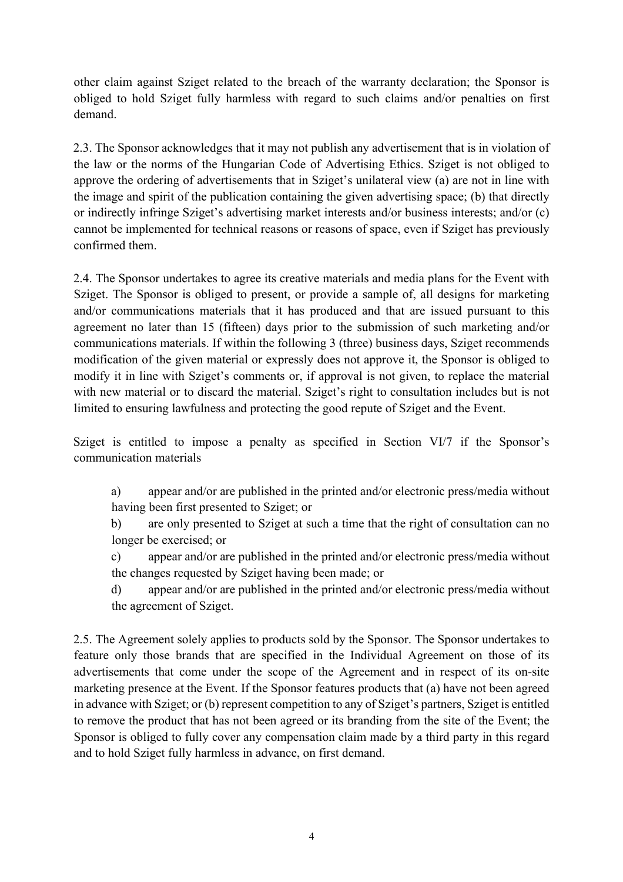other claim against Sziget related to the breach of the warranty declaration; the Sponsor is obliged to hold Sziget fully harmless with regard to such claims and/or penalties on first demand.

2.3. The Sponsor acknowledges that it may not publish any advertisement that is in violation of the law or the norms of the Hungarian Code of Advertising Ethics. Sziget is not obliged to approve the ordering of advertisements that in Sziget's unilateral view (a) are not in line with the image and spirit of the publication containing the given advertising space; (b) that directly or indirectly infringe Sziget's advertising market interests and/or business interests; and/or (c) cannot be implemented for technical reasons or reasons of space, even if Sziget has previously confirmed them.

2.4. The Sponsor undertakes to agree its creative materials and media plans for the Event with Sziget. The Sponsor is obliged to present, or provide a sample of, all designs for marketing and/or communications materials that it has produced and that are issued pursuant to this agreement no later than 15 (fifteen) days prior to the submission of such marketing and/or communications materials. If within the following 3 (three) business days, Sziget recommends modification of the given material or expressly does not approve it, the Sponsor is obliged to modify it in line with Sziget's comments or, if approval is not given, to replace the material with new material or to discard the material. Sziget's right to consultation includes but is not limited to ensuring lawfulness and protecting the good repute of Sziget and the Event.

Sziget is entitled to impose a penalty as specified in Section VI/7 if the Sponsor's communication materials

a) appear and/or are published in the printed and/or electronic press/media without having been first presented to Sziget; or

b) are only presented to Sziget at such a time that the right of consultation can no longer be exercised; or

c) appear and/or are published in the printed and/or electronic press/media without the changes requested by Sziget having been made; or

d) appear and/or are published in the printed and/or electronic press/media without the agreement of Sziget.

2.5. The Agreement solely applies to products sold by the Sponsor. The Sponsor undertakes to feature only those brands that are specified in the Individual Agreement on those of its advertisements that come under the scope of the Agreement and in respect of its on-site marketing presence at the Event. If the Sponsor features products that (a) have not been agreed in advance with Sziget; or (b) represent competition to any of Sziget's partners, Sziget is entitled to remove the product that has not been agreed or its branding from the site of the Event; the Sponsor is obliged to fully cover any compensation claim made by a third party in this regard and to hold Sziget fully harmless in advance, on first demand.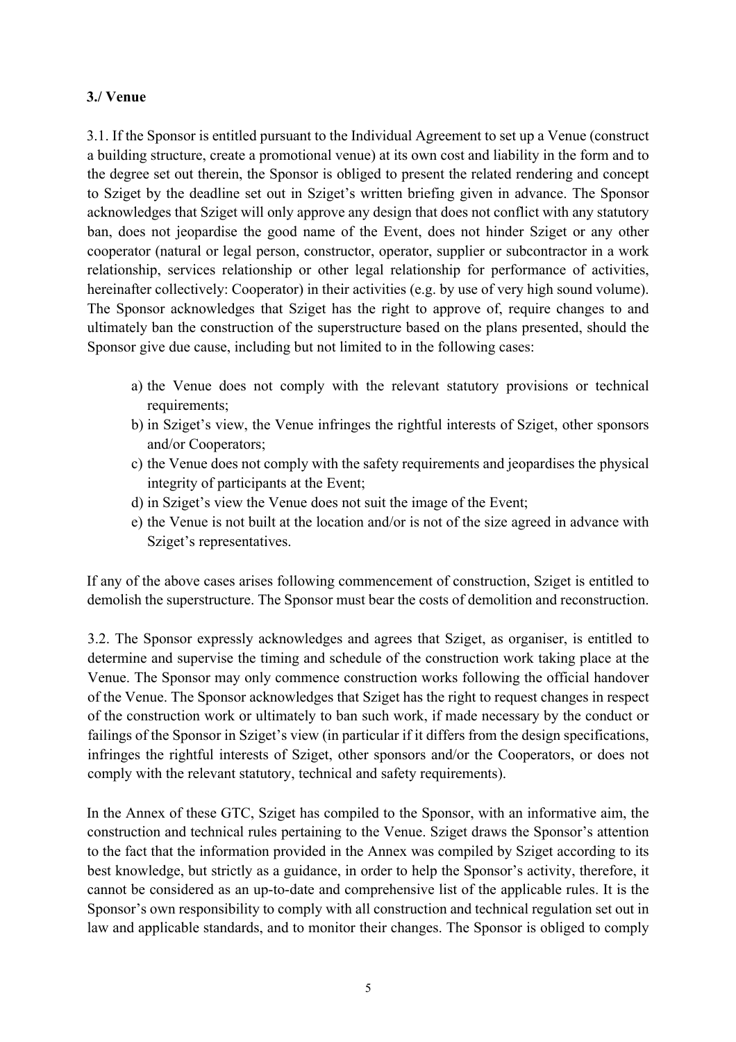**3./ Venue**

3.1. If the Sponsor is entitled pursuant to the Individual Agreement to set up a Venue (construct a building structure, create a promotional venue) at its own cost and liability in the form and to the degree set out therein, the Sponsor is obliged to present the related rendering and concept to Sziget by the deadline set out in Sziget's written briefing given in advance. The Sponsor acknowledges that Sziget will only approve any design that does not conflict with any statutory ban, does not jeopardise the good name of the Event, does not hinder Sziget or any other cooperator (natural or legal person, constructor, operator, supplier or subcontractor in a work relationship, services relationship or other legal relationship for performance of activities, hereinafter collectively: Cooperator) in their activities (e.g. by use of very high sound volume). The Sponsor acknowledges that Sziget has the right to approve of, require changes to and ultimately ban the construction of the superstructure based on the plans presented, should the Sponsor give due cause, including but not limited to in the following cases:

a) the Venue does not comply with the relevant statutory provisions or technical requirements;
b) in Sziget's view, the Venue infringes the rightful interests of Sziget, other sponsors and/or Cooperators;
c) the Venue does not comply with the safety requirements and jeopardises the physical integrity of participants at the Event;
d) in Sziget's view the Venue does not suit the image of the Event;
e) the Venue is not built at the location and/or is not of the size agreed in advance with Sziget's representatives.

If any of the above cases arises following commencement of construction, Sziget is entitled to demolish the superstructure. The Sponsor must bear the costs of demolition and reconstruction.

3.2. The Sponsor expressly acknowledges and agrees that Sziget, as organiser, is entitled to determine and supervise the timing and schedule of the construction work taking place at the Venue. The Sponsor may only commence construction works following the official handover of the Venue. The Sponsor acknowledges that Sziget has the right to request changes in respect of the construction work or ultimately to ban such work, if made necessary by the conduct or failings of the Sponsor in Sziget's view (in particular if it differs from the design specifications, infringes the rightful interests of Sziget, other sponsors and/or the Cooperators, or does not comply with the relevant statutory, technical and safety requirements).

In the Annex of these GTC, Sziget has compiled to the Sponsor, with an informative aim, the construction and technical rules pertaining to the Venue. Sziget draws the Sponsor's attention to the fact that the information provided in the Annex was compiled by Sziget according to its best knowledge, but strictly as a guidance, in order to help the Sponsor's activity, therefore, it cannot be considered as an up-to-date and comprehensive list of the applicable rules. It is the Sponsor's own responsibility to comply with all construction and technical regulation set out in law and applicable standards, and to monitor their changes. The Sponsor is obliged to comply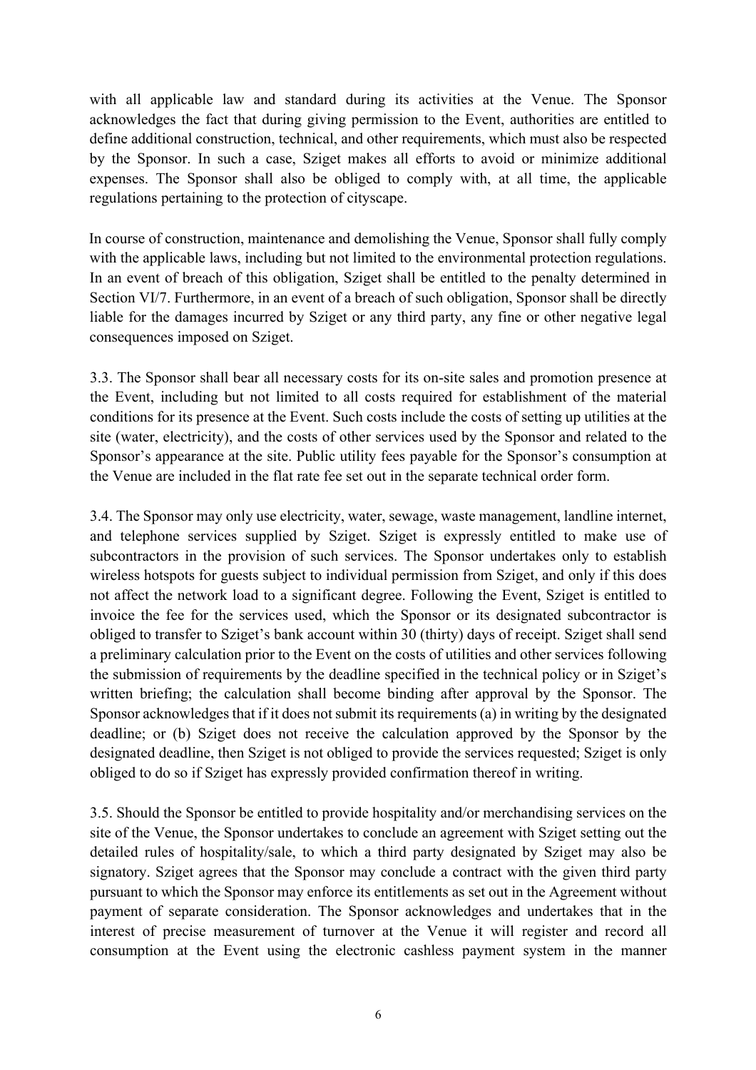with all applicable law and standard during its activities at the Venue. The Sponsor acknowledges the fact that during giving permission to the Event, authorities are entitled to define additional construction, technical, and other requirements, which must also be respected by the Sponsor. In such a case, Sziget makes all efforts to avoid or minimize additional expenses. The Sponsor shall also be obliged to comply with, at all time, the applicable regulations pertaining to the protection of cityscape.

In course of construction, maintenance and demolishing the Venue, Sponsor shall fully comply with the applicable laws, including but not limited to the environmental protection regulations. In an event of breach of this obligation, Sziget shall be entitled to the penalty determined in Section VI/7. Furthermore, in an event of a breach of such obligation, Sponsor shall be directly liable for the damages incurred by Sziget or any third party, any fine or other negative legal consequences imposed on Sziget.

3.3. The Sponsor shall bear all necessary costs for its on-site sales and promotion presence at the Event, including but not limited to all costs required for establishment of the material conditions for its presence at the Event. Such costs include the costs of setting up utilities at the site (water, electricity), and the costs of other services used by the Sponsor and related to the Sponsor's appearance at the site. Public utility fees payable for the Sponsor's consumption at the Venue are included in the flat rate fee set out in the separate technical order form.

3.4. The Sponsor may only use electricity, water, sewage, waste management, landline internet, and telephone services supplied by Sziget. Sziget is expressly entitled to make use of subcontractors in the provision of such services. The Sponsor undertakes only to establish wireless hotspots for guests subject to individual permission from Sziget, and only if this does not affect the network load to a significant degree. Following the Event, Sziget is entitled to invoice the fee for the services used, which the Sponsor or its designated subcontractor is obliged to transfer to Sziget's bank account within 30 (thirty) days of receipt. Sziget shall send a preliminary calculation prior to the Event on the costs of utilities and other services following the submission of requirements by the deadline specified in the technical policy or in Sziget's written briefing; the calculation shall become binding after approval by the Sponsor. The Sponsor acknowledges that if it does not submit its requirements (a) in writing by the designated deadline; or (b) Sziget does not receive the calculation approved by the Sponsor by the designated deadline, then Sziget is not obliged to provide the services requested; Sziget is only obliged to do so if Sziget has expressly provided confirmation thereof in writing.

3.5. Should the Sponsor be entitled to provide hospitality and/or merchandising services on the site of the Venue, the Sponsor undertakes to conclude an agreement with Sziget setting out the detailed rules of hospitality/sale, to which a third party designated by Sziget may also be signatory. Sziget agrees that the Sponsor may conclude a contract with the given third party pursuant to which the Sponsor may enforce its entitlements as set out in the Agreement without payment of separate consideration. The Sponsor acknowledges and undertakes that in the interest of precise measurement of turnover at the Venue it will register and record all consumption at the Event using the electronic cashless payment system in the manner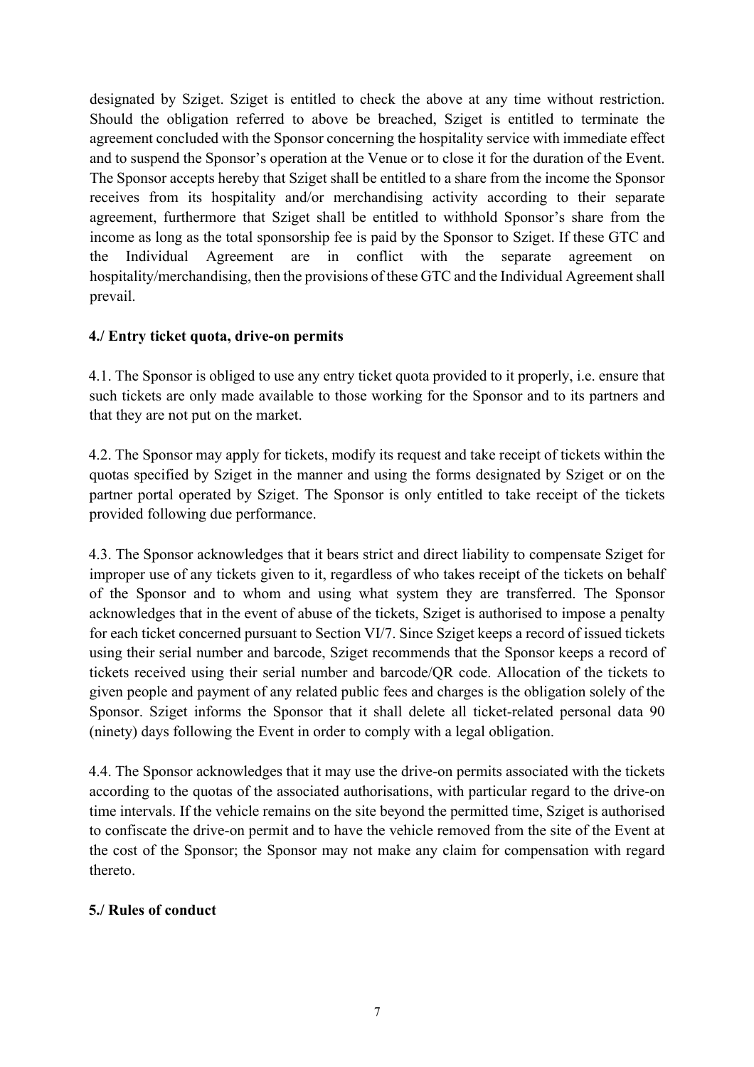designated by Sziget. Sziget is entitled to check the above at any time without restriction. Should the obligation referred to above be breached, Sziget is entitled to terminate the agreement concluded with the Sponsor concerning the hospitality service with immediate effect and to suspend the Sponsor's operation at the Venue or to close it for the duration of the Event. The Sponsor accepts hereby that Sziget shall be entitled to a share from the income the Sponsor receives from its hospitality and/or merchandising activity according to their separate agreement, furthermore that Sziget shall be entitled to withhold Sponsor's share from the income as long as the total sponsorship fee is paid by the Sponsor to Sziget. If these GTC and the Individual Agreement are in conflict with the separate agreement on hospitality/merchandising, then the provisions of these GTC and the Individual Agreement shall prevail.

## 4./ Entry ticket quota, drive-on permits

4.1. The Sponsor is obliged to use any entry ticket quota provided to it properly, i.e. ensure that such tickets are only made available to those working for the Sponsor and to its partners and that they are not put on the market.

4.2. The Sponsor may apply for tickets, modify its request and take receipt of tickets within the quotas specified by Sziget in the manner and using the forms designated by Sziget or on the partner portal operated by Sziget. The Sponsor is only entitled to take receipt of the tickets provided following due performance.

4.3. The Sponsor acknowledges that it bears strict and direct liability to compensate Sziget for improper use of any tickets given to it, regardless of who takes receipt of the tickets on behalf of the Sponsor and to whom and using what system they are transferred. The Sponsor acknowledges that in the event of abuse of the tickets, Sziget is authorised to impose a penalty for each ticket concerned pursuant to Section VI/7. Since Sziget keeps a record of issued tickets using their serial number and barcode, Sziget recommends that the Sponsor keeps a record of tickets received using their serial number and barcode/QR code. Allocation of the tickets to given people and payment of any related public fees and charges is the obligation solely of the Sponsor. Sziget informs the Sponsor that it shall delete all ticket-related personal data 90 (ninety) days following the Event in order to comply with a legal obligation.

4.4. The Sponsor acknowledges that it may use the drive-on permits associated with the tickets according to the quotas of the associated authorisations, with particular regard to the drive-on time intervals. If the vehicle remains on the site beyond the permitted time, Sziget is authorised to confiscate the drive-on permit and to have the vehicle removed from the site of the Event at the cost of the Sponsor; the Sponsor may not make any claim for compensation with regard thereto.

## 5./ Rules of conduct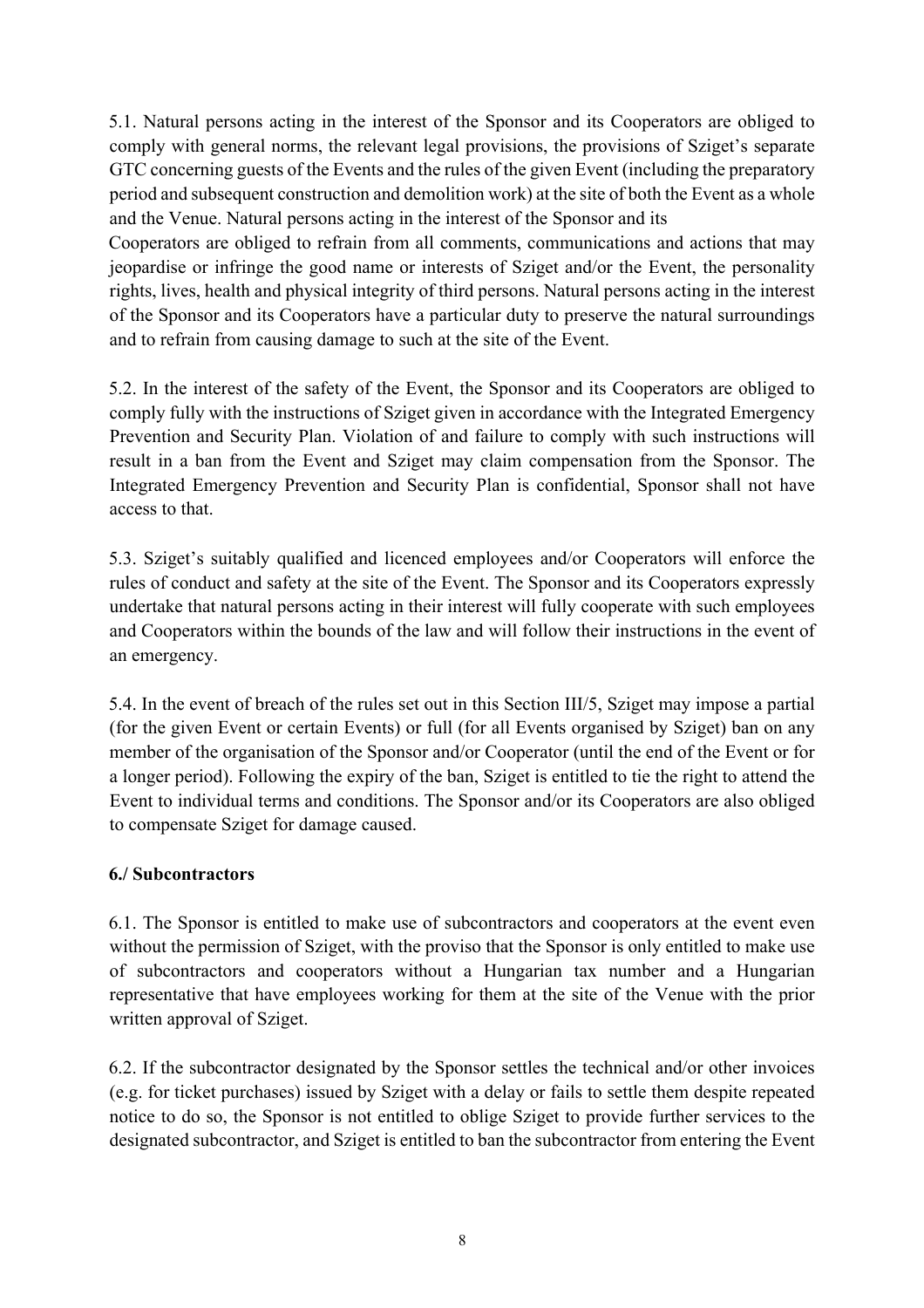5.1. Natural persons acting in the interest of the Sponsor and its Cooperators are obliged to comply with general norms, the relevant legal provisions, the provisions of Sziget's separate GTC concerning guests of the Events and the rules of the given Event (including the preparatory period and subsequent construction and demolition work) at the site of both the Event as a whole and the Venue. Natural persons acting in the interest of the Sponsor and its Cooperators are obliged to refrain from all comments, communications and actions that may jeopardise or infringe the good name or interests of Sziget and/or the Event, the personality rights, lives, health and physical integrity of third persons. Natural persons acting in the interest of the Sponsor and its Cooperators have a particular duty to preserve the natural surroundings and to refrain from causing damage to such at the site of the Event.

5.2. In the interest of the safety of the Event, the Sponsor and its Cooperators are obliged to comply fully with the instructions of Sziget given in accordance with the Integrated Emergency Prevention and Security Plan. Violation of and failure to comply with such instructions will result in a ban from the Event and Sziget may claim compensation from the Sponsor. The Integrated Emergency Prevention and Security Plan is confidential, Sponsor shall not have access to that.

5.3. Sziget's suitably qualified and licenced employees and/or Cooperators will enforce the rules of conduct and safety at the site of the Event. The Sponsor and its Cooperators expressly undertake that natural persons acting in their interest will fully cooperate with such employees and Cooperators within the bounds of the law and will follow their instructions in the event of an emergency.

5.4. In the event of breach of the rules set out in this Section III/5, Sziget may impose a partial (for the given Event or certain Events) or full (for all Events organised by Sziget) ban on any member of the organisation of the Sponsor and/or Cooperator (until the end of the Event or for a longer period). Following the expiry of the ban, Sziget is entitled to tie the right to attend the Event to individual terms and conditions. The Sponsor and/or its Cooperators are also obliged to compensate Sziget for damage caused.

**6./ Subcontractors**

6.1. The Sponsor is entitled to make use of subcontractors and cooperators at the event even without the permission of Sziget, with the proviso that the Sponsor is only entitled to make use of subcontractors and cooperators without a Hungarian tax number and a Hungarian representative that have employees working for them at the site of the Venue with the prior written approval of Sziget.

6.2. If the subcontractor designated by the Sponsor settles the technical and/or other invoices (e.g. for ticket purchases) issued by Sziget with a delay or fails to settle them despite repeated notice to do so, the Sponsor is not entitled to oblige Sziget to provide further services to the designated subcontractor, and Sziget is entitled to ban the subcontractor from entering the Event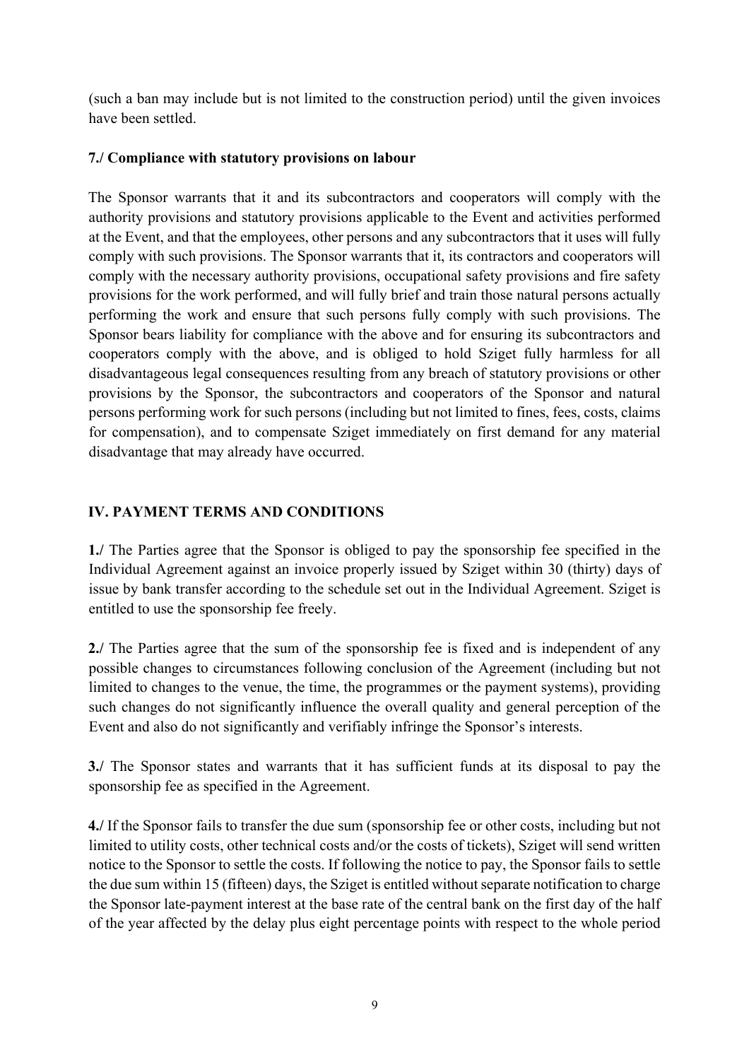(such a ban may include but is not limited to the construction period) until the given invoices have been settled.

**7./ Compliance with statutory provisions on labour**

The Sponsor warrants that it and its subcontractors and cooperators will comply with the authority provisions and statutory provisions applicable to the Event and activities performed at the Event, and that the employees, other persons and any subcontractors that it uses will fully comply with such provisions. The Sponsor warrants that it, its contractors and cooperators will comply with the necessary authority provisions, occupational safety provisions and fire safety provisions for the work performed, and will fully brief and train those natural persons actually performing the work and ensure that such persons fully comply with such provisions. The Sponsor bears liability for compliance with the above and for ensuring its subcontractors and cooperators comply with the above, and is obliged to hold Sziget fully harmless for all disadvantageous legal consequences resulting from any breach of statutory provisions or other provisions by the Sponsor, the subcontractors and cooperators of the Sponsor and natural persons performing work for such persons (including but not limited to fines, fees, costs, claims for compensation), and to compensate Sziget immediately on first demand for any material disadvantage that may already have occurred.

## IV. PAYMENT TERMS AND CONDITIONS

**1./** The Parties agree that the Sponsor is obliged to pay the sponsorship fee specified in the Individual Agreement against an invoice properly issued by Sziget within 30 (thirty) days of issue by bank transfer according to the schedule set out in the Individual Agreement. Sziget is entitled to use the sponsorship fee freely.

**2./** The Parties agree that the sum of the sponsorship fee is fixed and is independent of any possible changes to circumstances following conclusion of the Agreement (including but not limited to changes to the venue, the time, the programmes or the payment systems), providing such changes do not significantly influence the overall quality and general perception of the Event and also do not significantly and verifiably infringe the Sponsor's interests.

**3./** The Sponsor states and warrants that it has sufficient funds at its disposal to pay the sponsorship fee as specified in the Agreement.

**4./** If the Sponsor fails to transfer the due sum (sponsorship fee or other costs, including but not limited to utility costs, other technical costs and/or the costs of tickets), Sziget will send written notice to the Sponsor to settle the costs. If following the notice to pay, the Sponsor fails to settle the due sum within 15 (fifteen) days, the Sziget is entitled without separate notification to charge the Sponsor late-payment interest at the base rate of the central bank on the first day of the half of the year affected by the delay plus eight percentage points with respect to the whole period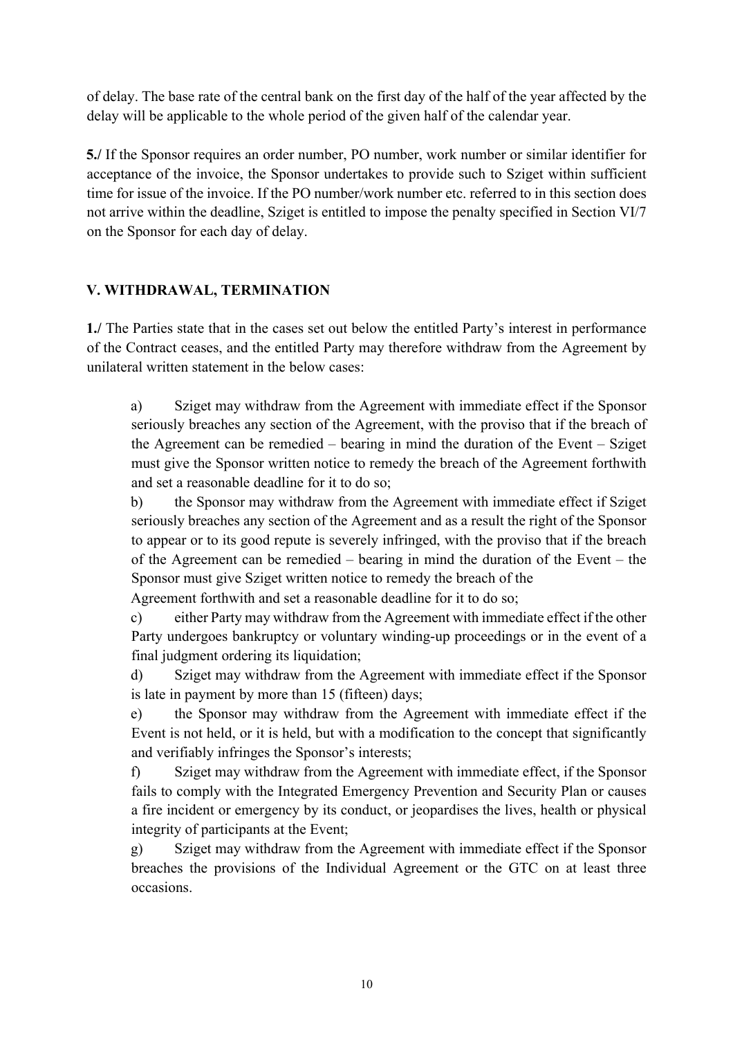of delay. The base rate of the central bank on the first day of the half of the year affected by the delay will be applicable to the whole period of the given half of the calendar year.

**5./** If the Sponsor requires an order number, PO number, work number or similar identifier for acceptance of the invoice, the Sponsor undertakes to provide such to Sziget within sufficient time for issue of the invoice. If the PO number/work number etc. referred to in this section does not arrive within the deadline, Sziget is entitled to impose the penalty specified in Section VI/7 on the Sponsor for each day of delay.

## V. WITHDRAWAL, TERMINATION

**1./** The Parties state that in the cases set out below the entitled Party's interest in performance of the Contract ceases, and the entitled Party may therefore withdraw from the Agreement by unilateral written statement in the below cases:

a) Sziget may withdraw from the Agreement with immediate effect if the Sponsor seriously breaches any section of the Agreement, with the proviso that if the breach of the Agreement can be remedied – bearing in mind the duration of the Event – Sziget must give the Sponsor written notice to remedy the breach of the Agreement forthwith and set a reasonable deadline for it to do so;

b) the Sponsor may withdraw from the Agreement with immediate effect if Sziget seriously breaches any section of the Agreement and as a result the right of the Sponsor to appear or to its good repute is severely infringed, with the proviso that if the breach of the Agreement can be remedied – bearing in mind the duration of the Event – the Sponsor must give Sziget written notice to remedy the breach of the Agreement forthwith and set a reasonable deadline for it to do so;

c) either Party may withdraw from the Agreement with immediate effect if the other Party undergoes bankruptcy or voluntary winding-up proceedings or in the event of a final judgment ordering its liquidation;

d) Sziget may withdraw from the Agreement with immediate effect if the Sponsor is late in payment by more than 15 (fifteen) days;

e) the Sponsor may withdraw from the Agreement with immediate effect if the Event is not held, or it is held, but with a modification to the concept that significantly and verifiably infringes the Sponsor's interests;

f) Sziget may withdraw from the Agreement with immediate effect, if the Sponsor fails to comply with the Integrated Emergency Prevention and Security Plan or causes a fire incident or emergency by its conduct, or jeopardises the lives, health or physical integrity of participants at the Event;

g) Sziget may withdraw from the Agreement with immediate effect if the Sponsor breaches the provisions of the Individual Agreement or the GTC on at least three occasions.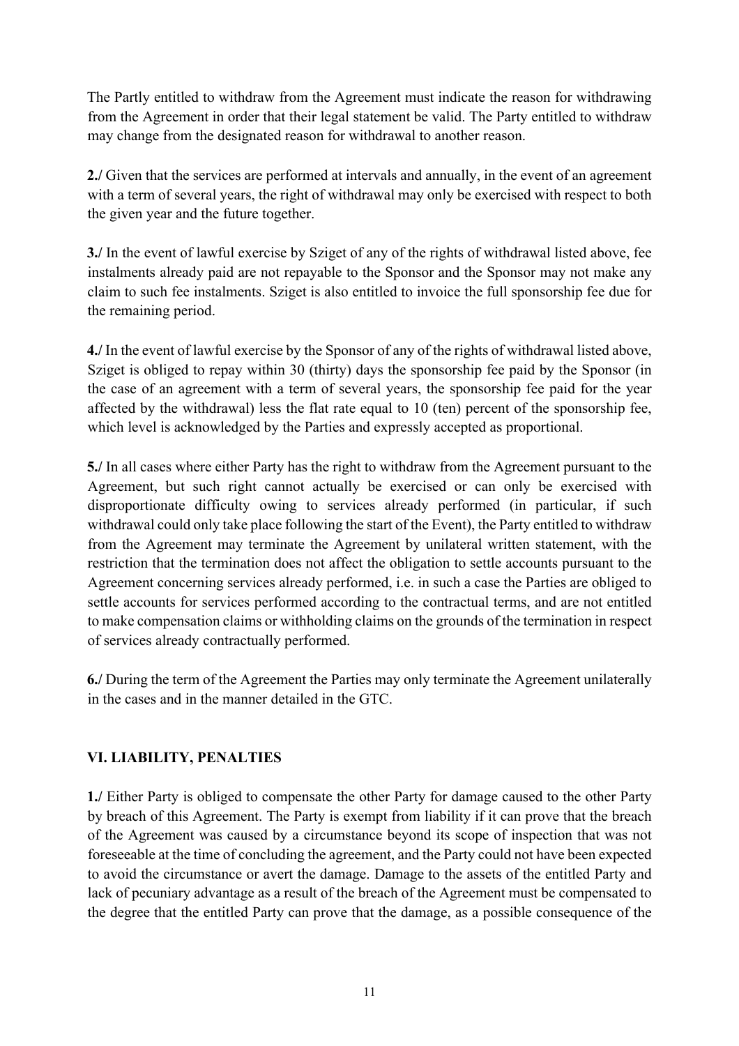The Partly entitled to withdraw from the Agreement must indicate the reason for withdrawing from the Agreement in order that their legal statement be valid. The Party entitled to withdraw may change from the designated reason for withdrawal to another reason.

**2./** Given that the services are performed at intervals and annually, in the event of an agreement with a term of several years, the right of withdrawal may only be exercised with respect to both the given year and the future together.

**3./** In the event of lawful exercise by Sziget of any of the rights of withdrawal listed above, fee instalments already paid are not repayable to the Sponsor and the Sponsor may not make any claim to such fee instalments. Sziget is also entitled to invoice the full sponsorship fee due for the remaining period.

**4./** In the event of lawful exercise by the Sponsor of any of the rights of withdrawal listed above, Sziget is obliged to repay within 30 (thirty) days the sponsorship fee paid by the Sponsor (in the case of an agreement with a term of several years, the sponsorship fee paid for the year affected by the withdrawal) less the flat rate equal to 10 (ten) percent of the sponsorship fee, which level is acknowledged by the Parties and expressly accepted as proportional.

**5./** In all cases where either Party has the right to withdraw from the Agreement pursuant to the Agreement, but such right cannot actually be exercised or can only be exercised with disproportionate difficulty owing to services already performed (in particular, if such withdrawal could only take place following the start of the Event), the Party entitled to withdraw from the Agreement may terminate the Agreement by unilateral written statement, with the restriction that the termination does not affect the obligation to settle accounts pursuant to the Agreement concerning services already performed, i.e. in such a case the Parties are obliged to settle accounts for services performed according to the contractual terms, and are not entitled to make compensation claims or withholding claims on the grounds of the termination in respect of services already contractually performed.

**6./** During the term of the Agreement the Parties may only terminate the Agreement unilaterally in the cases and in the manner detailed in the GTC.

## VI. LIABILITY, PENALTIES

**1./** Either Party is obliged to compensate the other Party for damage caused to the other Party by breach of this Agreement. The Party is exempt from liability if it can prove that the breach of the Agreement was caused by a circumstance beyond its scope of inspection that was not foreseeable at the time of concluding the agreement, and the Party could not have been expected to avoid the circumstance or avert the damage. Damage to the assets of the entitled Party and lack of pecuniary advantage as a result of the breach of the Agreement must be compensated to the degree that the entitled Party can prove that the damage, as a possible consequence of the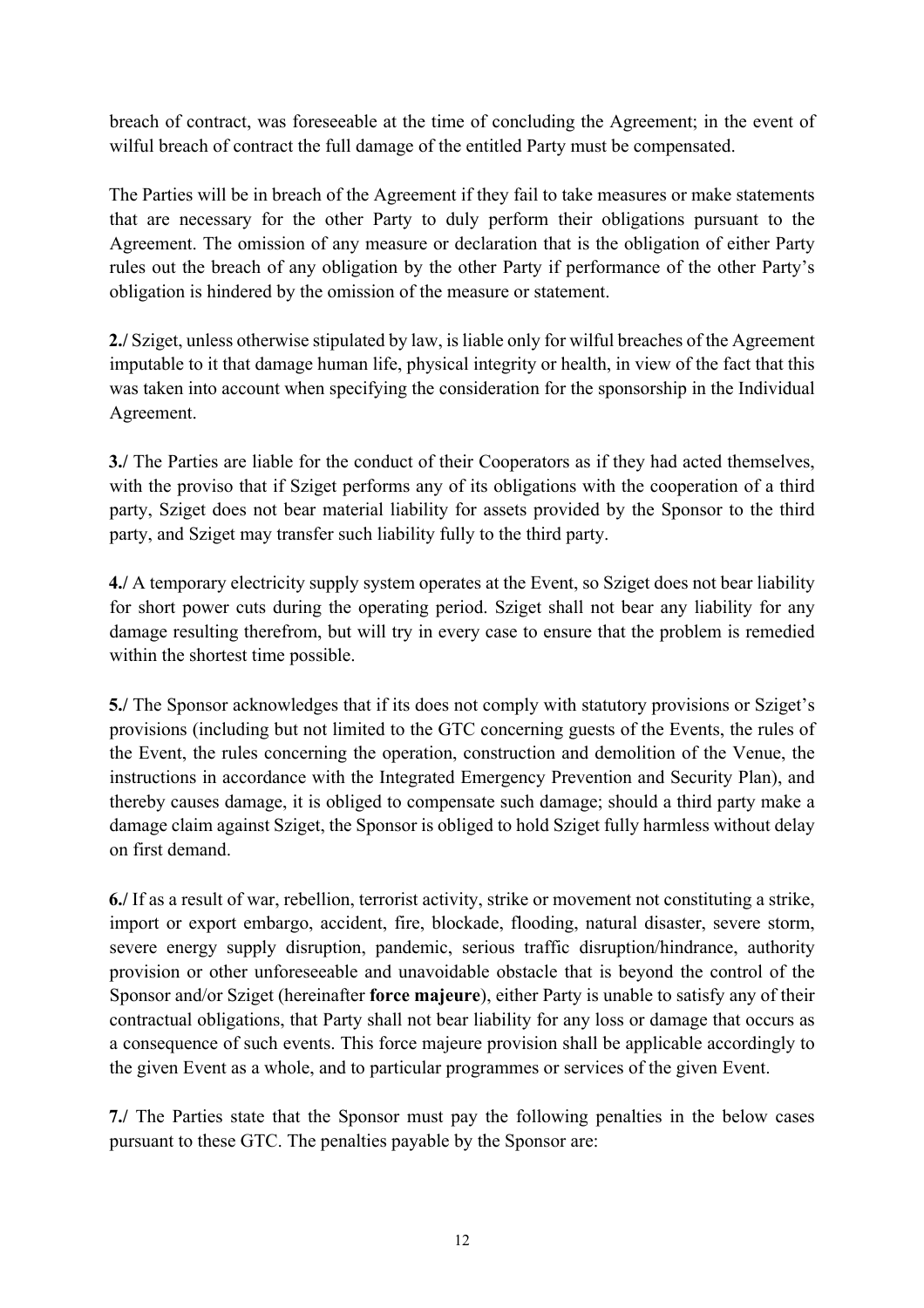breach of contract, was foreseeable at the time of concluding the Agreement; in the event of wilful breach of contract the full damage of the entitled Party must be compensated.

The Parties will be in breach of the Agreement if they fail to take measures or make statements that are necessary for the other Party to duly perform their obligations pursuant to the Agreement. The omission of any measure or declaration that is the obligation of either Party rules out the breach of any obligation by the other Party if performance of the other Party's obligation is hindered by the omission of the measure or statement.

**2./** Sziget, unless otherwise stipulated by law, is liable only for wilful breaches of the Agreement imputable to it that damage human life, physical integrity or health, in view of the fact that this was taken into account when specifying the consideration for the sponsorship in the Individual Agreement.

**3./** The Parties are liable for the conduct of their Cooperators as if they had acted themselves, with the proviso that if Sziget performs any of its obligations with the cooperation of a third party, Sziget does not bear material liability for assets provided by the Sponsor to the third party, and Sziget may transfer such liability fully to the third party.

**4./** A temporary electricity supply system operates at the Event, so Sziget does not bear liability for short power cuts during the operating period. Sziget shall not bear any liability for any damage resulting therefrom, but will try in every case to ensure that the problem is remedied within the shortest time possible.

**5./** The Sponsor acknowledges that if its does not comply with statutory provisions or Sziget's provisions (including but not limited to the GTC concerning guests of the Events, the rules of the Event, the rules concerning the operation, construction and demolition of the Venue, the instructions in accordance with the Integrated Emergency Prevention and Security Plan), and thereby causes damage, it is obliged to compensate such damage; should a third party make a damage claim against Sziget, the Sponsor is obliged to hold Sziget fully harmless without delay on first demand.

**6./** If as a result of war, rebellion, terrorist activity, strike or movement not constituting a strike, import or export embargo, accident, fire, blockade, flooding, natural disaster, severe storm, severe energy supply disruption, pandemic, serious traffic disruption/hindrance, authority provision or other unforeseeable and unavoidable obstacle that is beyond the control of the Sponsor and/or Sziget (hereinafter **force majeure**), either Party is unable to satisfy any of their contractual obligations, that Party shall not bear liability for any loss or damage that occurs as a consequence of such events. This force majeure provision shall be applicable accordingly to the given Event as a whole, and to particular programmes or services of the given Event.

**7./** The Parties state that the Sponsor must pay the following penalties in the below cases pursuant to these GTC. The penalties payable by the Sponsor are: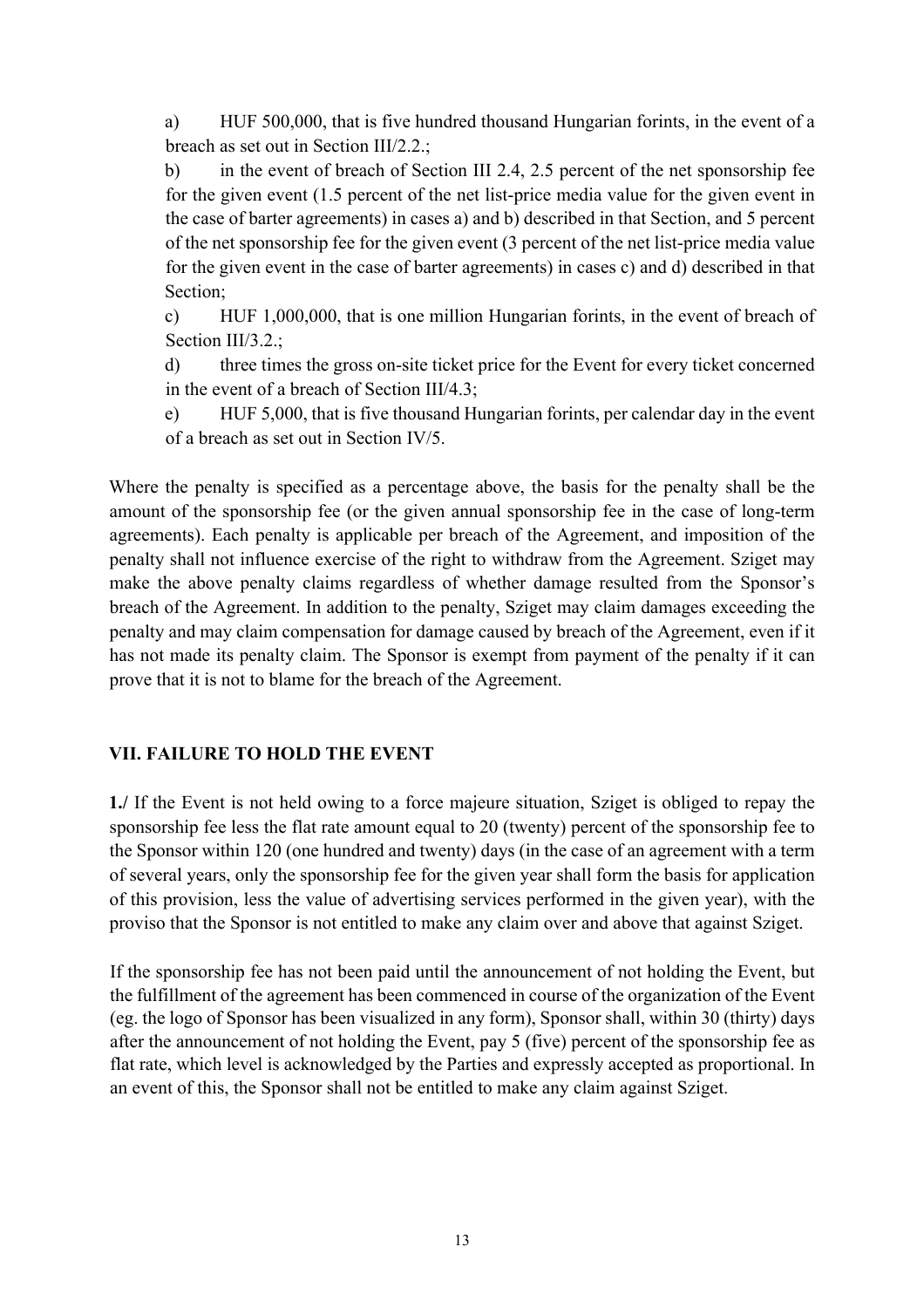a) HUF 500,000, that is five hundred thousand Hungarian forints, in the event of a breach as set out in Section III/2.2.;

b) in the event of breach of Section III 2.4, 2.5 percent of the net sponsorship fee for the given event (1.5 percent of the net list-price media value for the given event in the case of barter agreements) in cases a) and b) described in that Section, and 5 percent of the net sponsorship fee for the given event (3 percent of the net list-price media value for the given event in the case of barter agreements) in cases c) and d) described in that Section;

c) HUF 1,000,000, that is one million Hungarian forints, in the event of breach of Section III/3.2.;

d) three times the gross on-site ticket price for the Event for every ticket concerned in the event of a breach of Section III/4.3;

e) HUF 5,000, that is five thousand Hungarian forints, per calendar day in the event of a breach as set out in Section IV/5.

Where the penalty is specified as a percentage above, the basis for the penalty shall be the amount of the sponsorship fee (or the given annual sponsorship fee in the case of long-term agreements). Each penalty is applicable per breach of the Agreement, and imposition of the penalty shall not influence exercise of the right to withdraw from the Agreement. Sziget may make the above penalty claims regardless of whether damage resulted from the Sponsor's breach of the Agreement. In addition to the penalty, Sziget may claim damages exceeding the penalty and may claim compensation for damage caused by breach of the Agreement, even if it has not made its penalty claim. The Sponsor is exempt from payment of the penalty if it can prove that it is not to blame for the breach of the Agreement.

## VII. FAILURE TO HOLD THE EVENT

**1./** If the Event is not held owing to a force majeure situation, Sziget is obliged to repay the sponsorship fee less the flat rate amount equal to 20 (twenty) percent of the sponsorship fee to the Sponsor within 120 (one hundred and twenty) days (in the case of an agreement with a term of several years, only the sponsorship fee for the given year shall form the basis for application of this provision, less the value of advertising services performed in the given year), with the proviso that the Sponsor is not entitled to make any claim over and above that against Sziget.

If the sponsorship fee has not been paid until the announcement of not holding the Event, but the fulfillment of the agreement has been commenced in course of the organization of the Event (eg. the logo of Sponsor has been visualized in any form), Sponsor shall, within 30 (thirty) days after the announcement of not holding the Event, pay 5 (five) percent of the sponsorship fee as flat rate, which level is acknowledged by the Parties and expressly accepted as proportional. In an event of this, the Sponsor shall not be entitled to make any claim against Sziget.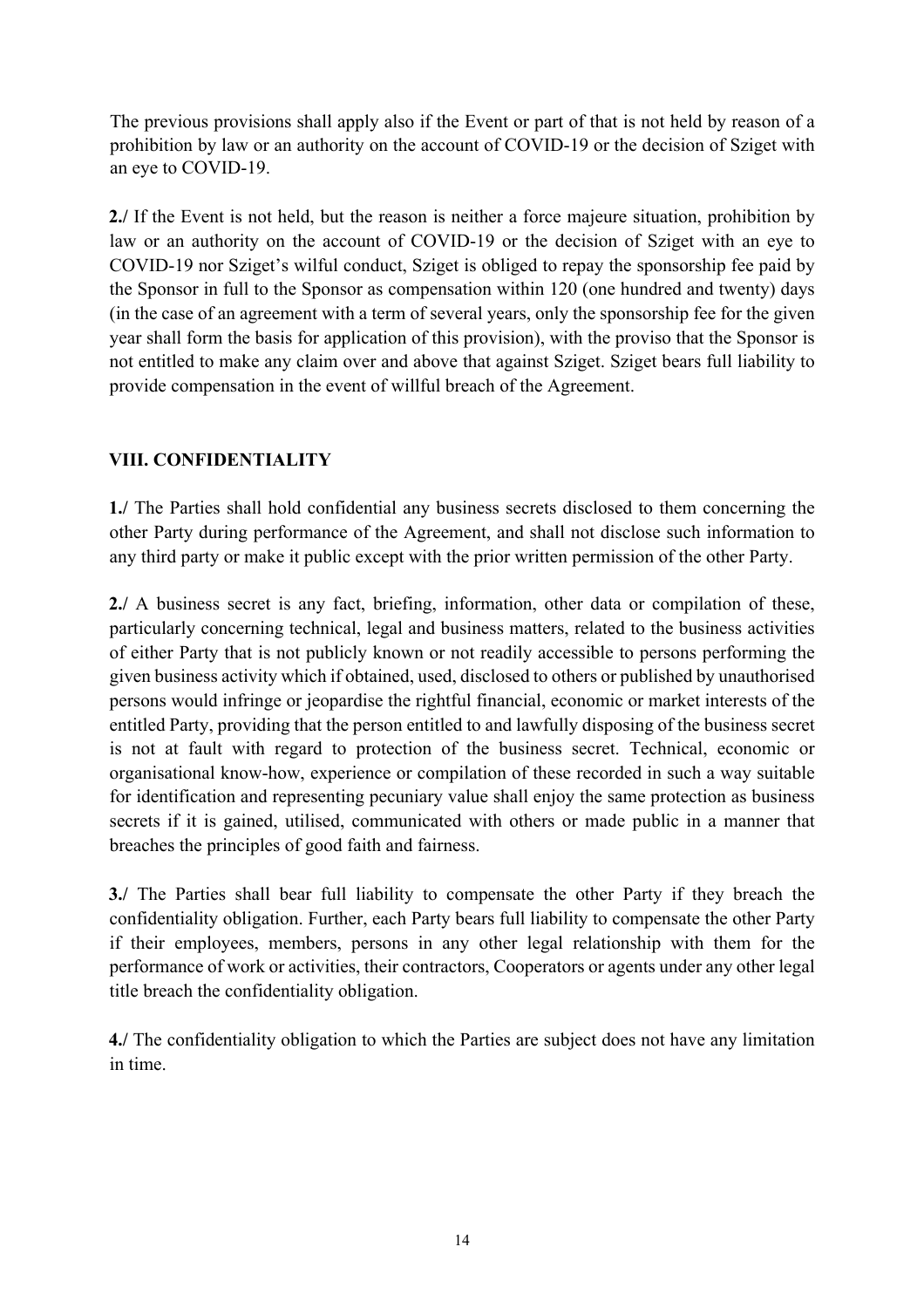The previous provisions shall apply also if the Event or part of that is not held by reason of a prohibition by law or an authority on the account of COVID-19 or the decision of Sziget with an eye to COVID-19.

**2./** If the Event is not held, but the reason is neither a force majeure situation, prohibition by law or an authority on the account of COVID-19 or the decision of Sziget with an eye to COVID-19 nor Sziget's wilful conduct, Sziget is obliged to repay the sponsorship fee paid by the Sponsor in full to the Sponsor as compensation within 120 (one hundred and twenty) days (in the case of an agreement with a term of several years, only the sponsorship fee for the given year shall form the basis for application of this provision), with the proviso that the Sponsor is not entitled to make any claim over and above that against Sziget. Sziget bears full liability to provide compensation in the event of willful breach of the Agreement.

## VIII. CONFIDENTIALITY

**1./** The Parties shall hold confidential any business secrets disclosed to them concerning the other Party during performance of the Agreement, and shall not disclose such information to any third party or make it public except with the prior written permission of the other Party.

**2./** A business secret is any fact, briefing, information, other data or compilation of these, particularly concerning technical, legal and business matters, related to the business activities of either Party that is not publicly known or not readily accessible to persons performing the given business activity which if obtained, used, disclosed to others or published by unauthorised persons would infringe or jeopardise the rightful financial, economic or market interests of the entitled Party, providing that the person entitled to and lawfully disposing of the business secret is not at fault with regard to protection of the business secret. Technical, economic or organisational know-how, experience or compilation of these recorded in such a way suitable for identification and representing pecuniary value shall enjoy the same protection as business secrets if it is gained, utilised, communicated with others or made public in a manner that breaches the principles of good faith and fairness.

**3./** The Parties shall bear full liability to compensate the other Party if they breach the confidentiality obligation. Further, each Party bears full liability to compensate the other Party if their employees, members, persons in any other legal relationship with them for the performance of work or activities, their contractors, Cooperators or agents under any other legal title breach the confidentiality obligation.

**4./** The confidentiality obligation to which the Parties are subject does not have any limitation in time.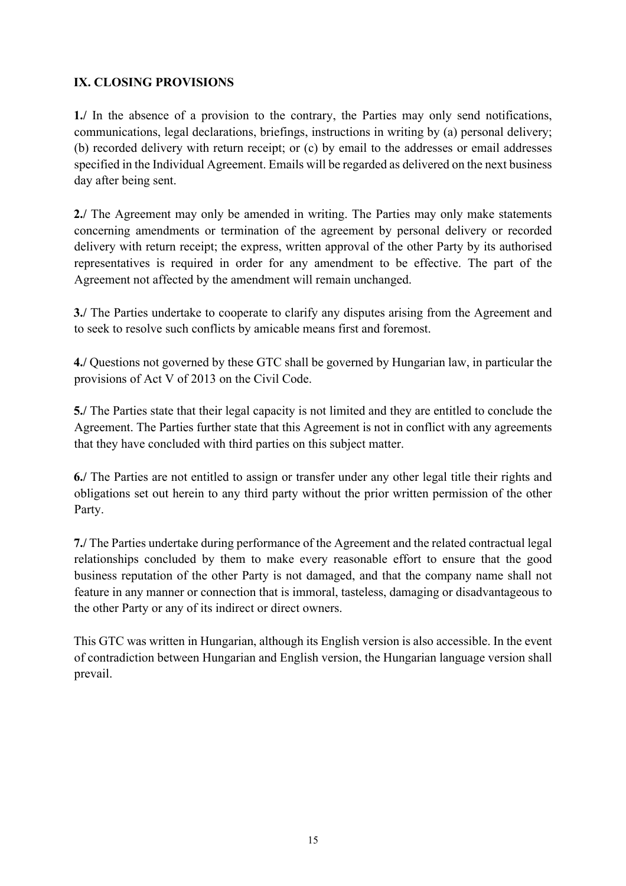## IX. CLOSING PROVISIONS

**1./** In the absence of a provision to the contrary, the Parties may only send notifications, communications, legal declarations, briefings, instructions in writing by (a) personal delivery; (b) recorded delivery with return receipt; or (c) by email to the addresses or email addresses specified in the Individual Agreement. Emails will be regarded as delivered on the next business day after being sent.

**2./** The Agreement may only be amended in writing. The Parties may only make statements concerning amendments or termination of the agreement by personal delivery or recorded delivery with return receipt; the express, written approval of the other Party by its authorised representatives is required in order for any amendment to be effective. The part of the Agreement not affected by the amendment will remain unchanged.

**3./** The Parties undertake to cooperate to clarify any disputes arising from the Agreement and to seek to resolve such conflicts by amicable means first and foremost.

**4./** Questions not governed by these GTC shall be governed by Hungarian law, in particular the provisions of Act V of 2013 on the Civil Code.

**5./** The Parties state that their legal capacity is not limited and they are entitled to conclude the Agreement. The Parties further state that this Agreement is not in conflict with any agreements that they have concluded with third parties on this subject matter.

**6./** The Parties are not entitled to assign or transfer under any other legal title their rights and obligations set out herein to any third party without the prior written permission of the other Party.

**7./** The Parties undertake during performance of the Agreement and the related contractual legal relationships concluded by them to make every reasonable effort to ensure that the good business reputation of the other Party is not damaged, and that the company name shall not feature in any manner or connection that is immoral, tasteless, damaging or disadvantageous to the other Party or any of its indirect or direct owners.

This GTC was written in Hungarian, although its English version is also accessible. In the event of contradiction between Hungarian and English version, the Hungarian language version shall prevail.